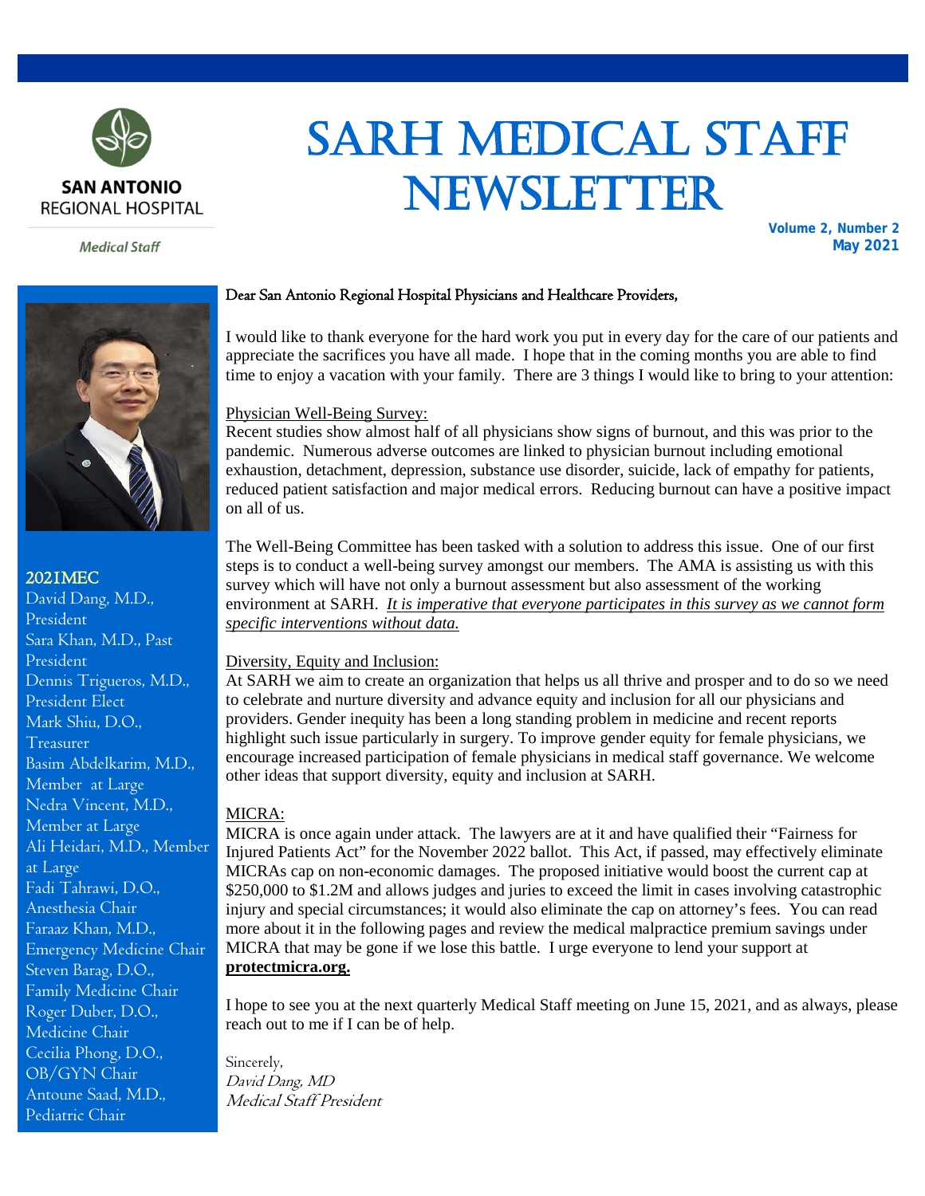SAN ANTONIO REGIONAL HOSPITAL

*Medical Staff*

# SARH MEDICAL STAFF NEWSLETTER

**Volume 2, Number 2**
**May 2021**

### 2021 MEC

David Dang, M.D., President
Sara Khan, M.D., Past President
Dennis Trigueros, M.D., President Elect
Mark Shiu, D.O., Treasurer
Basim Abdelkarim, M.D., Member at Large
Nedra Vincent, M.D., Member at Large
Ali Heidari, M.D., Member at Large
Fadi Tahrawi, D.O., Anesthesia Chair
Faraaz Khan, M.D., Emergency Medicine Chair
Steven Barag, D.O., Family Medicine Chair
Roger Duber, D.O., Medicine Chair
Cecilia Phong, D.O., OB/GYN Chair
Antoune Saad, M.D., Pediatric Chair

Dear San Antonio Regional Hospital Physicians and Healthcare Providers,

I would like to thank everyone for the hard work you put in every day for the care of our patients and appreciate the sacrifices you have all made. I hope that in the coming months you are able to find time to enjoy a vacation with your family. There are 3 things I would like to bring to your attention:

Physician Well-Being Survey:
Recent studies show almost half of all physicians show signs of burnout, and this was prior to the pandemic. Numerous adverse outcomes are linked to physician burnout including emotional exhaustion, detachment, depression, substance use disorder, suicide, lack of empathy for patients, reduced patient satisfaction and major medical errors. Reducing burnout can have a positive impact on all of us.

The Well-Being Committee has been tasked with a solution to address this issue. One of our first steps is to conduct a well-being survey amongst our members. The AMA is assisting us with this survey which will have not only a burnout assessment but also assessment of the working environment at SARH. *It is imperative that everyone participates in this survey as we cannot form specific interventions without data.*

Diversity, Equity and Inclusion:
At SARH we aim to create an organization that helps us all thrive and prosper and to do so we need to celebrate and nurture diversity and advance equity and inclusion for all our physicians and providers. Gender inequity has been a long standing problem in medicine and recent reports highlight such issue particularly in surgery. To improve gender equity for female physicians, we encourage increased participation of female physicians in medical staff governance. We welcome other ideas that support diversity, equity and inclusion at SARH.

MICRA:
MICRA is once again under attack. The lawyers are at it and have qualified their "Fairness for Injured Patients Act" for the November 2022 ballot. This Act, if passed, may effectively eliminate MICRAs cap on non-economic damages. The proposed initiative would boost the current cap at $250,000 to $1.2M and allows judges and juries to exceed the limit in cases involving catastrophic injury and special circumstances; it would also eliminate the cap on attorney's fees. You can read more about it in the following pages and review the medical malpractice premium savings under MICRA that may be gone if we lose this battle. I urge everyone to lend your support at **protectmicra.org.**

I hope to see you at the next quarterly Medical Staff meeting on June 15, 2021, and as always, please reach out to me if I can be of help.

Sincerely,
*David Dang, MD*
*Medical Staff President*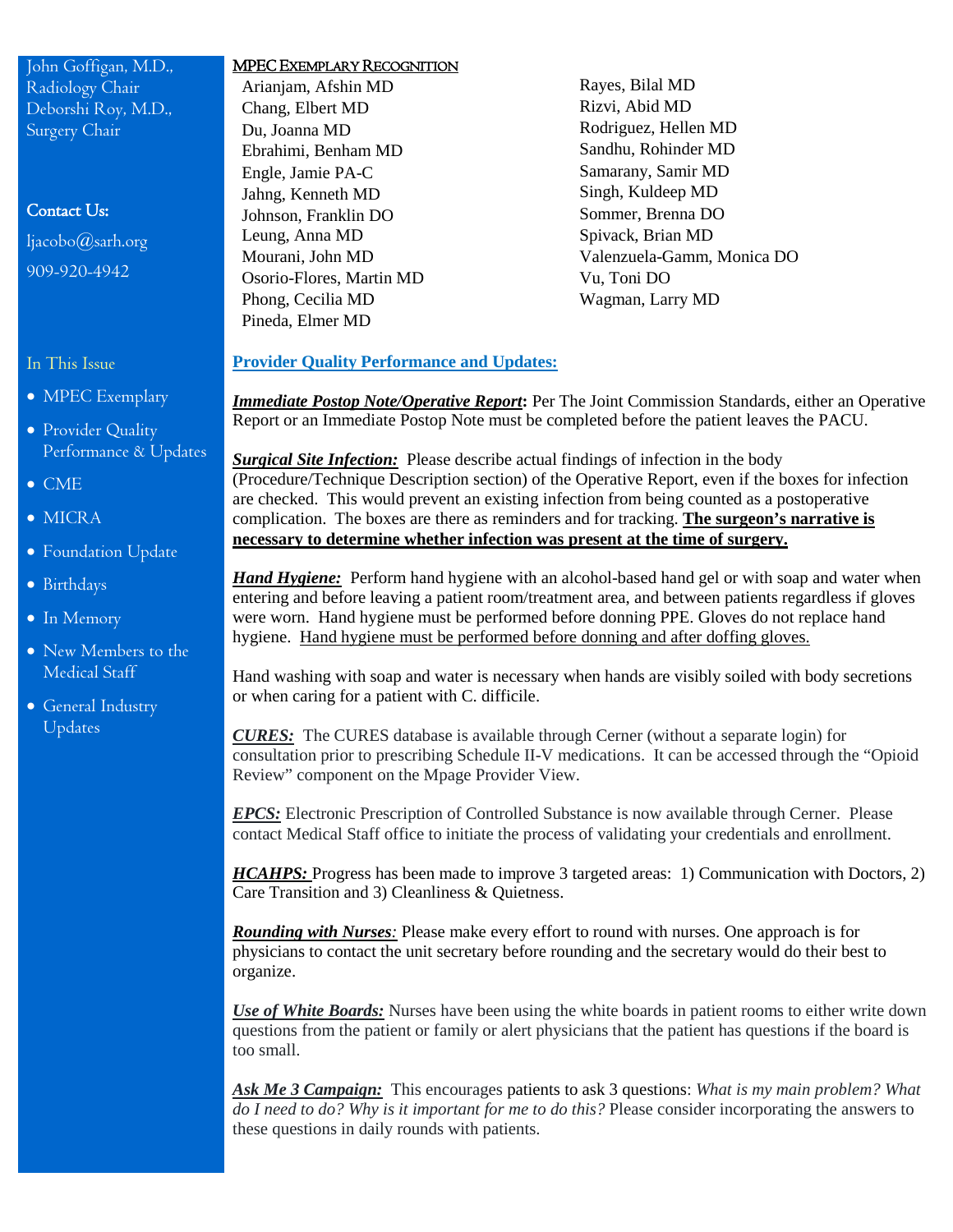John Goffigan, M.D., Radiology Chair

Deborshi Roy, M.D., Surgery Chair

**Contact Us:**

ljacobo@sarh.org

909-920-4942

In This Issue

- MPEC Exemplary
- Provider Quality Performance & Updates
- CME
- MICRA
- Foundation Update
- Birthdays
- In Memory
- New Members to the Medical Staff
- General Industry Updates

## MPEC Exemplary Recognition

- Arianjam, Afshin MD
- Chang, Elbert MD
- Du, Joanna MD
- Ebrahimi, Benham MD
- Engle, Jamie PA-C
- Jahng, Kenneth MD
- Johnson, Franklin DO
- Leung, Anna MD
- Mourani, John MD
- Osorio-Flores, Martin MD
- Phong, Cecilia MD
- Pineda, Elmer MD
- Rayes, Bilal MD
- Rizvi, Abid MD
- Rodriguez, Hellen MD
- Sandhu, Rohinder MD
- Samarany, Samir MD
- Singh, Kuldeep MD
- Sommer, Brenna DO
- Spivack, Brian MD
- Valenzuela-Gamm, Monica DO
- Vu, Toni DO
- Wagman, Larry MD

## Provider Quality Performance and Updates:

***Immediate Postop Note/Operative Report*:** Per The Joint Commission Standards, either an Operative Report or an Immediate Postop Note must be completed before the patient leaves the PACU.

***Surgical Site Infection:*** Please describe actual findings of infection in the body (Procedure/Technique Description section) of the Operative Report, even if the boxes for infection are checked. This would prevent an existing infection from being counted as a postoperative complication. The boxes are there as reminders and for tracking. **The surgeon's narrative is necessary to determine whether infection was present at the time of surgery.**

***Hand Hygiene:*** Perform hand hygiene with an alcohol-based hand gel or with soap and water when entering and before leaving a patient room/treatment area, and between patients regardless if gloves were worn. Hand hygiene must be performed before donning PPE. Gloves do not replace hand hygiene. Hand hygiene must be performed before donning and after doffing gloves.

Hand washing with soap and water is necessary when hands are visibly soiled with body secretions or when caring for a patient with C. difficile.

***CURES:*** The CURES database is available through Cerner (without a separate login) for consultation prior to prescribing Schedule II-V medications. It can be accessed through the "Opioid Review" component on the Mpage Provider View.

***EPCS:*** Electronic Prescription of Controlled Substance is now available through Cerner. Please contact Medical Staff office to initiate the process of validating your credentials and enrollment.

***HCAHPS:*** Progress has been made to improve 3 targeted areas: 1) Communication with Doctors, 2) Care Transition and 3) Cleanliness & Quietness.

***Rounding with Nurses:*** Please make every effort to round with nurses. One approach is for physicians to contact the unit secretary before rounding and the secretary would do their best to organize.

***Use of White Boards:*** Nurses have been using the white boards in patient rooms to either write down questions from the patient or family or alert physicians that the patient has questions if the board is too small.

***Ask Me 3 Campaign:*** This encourages patients to ask 3 questions: *What is my main problem? What do I need to do? Why is it important for me to do this?* Please consider incorporating the answers to these questions in daily rounds with patients.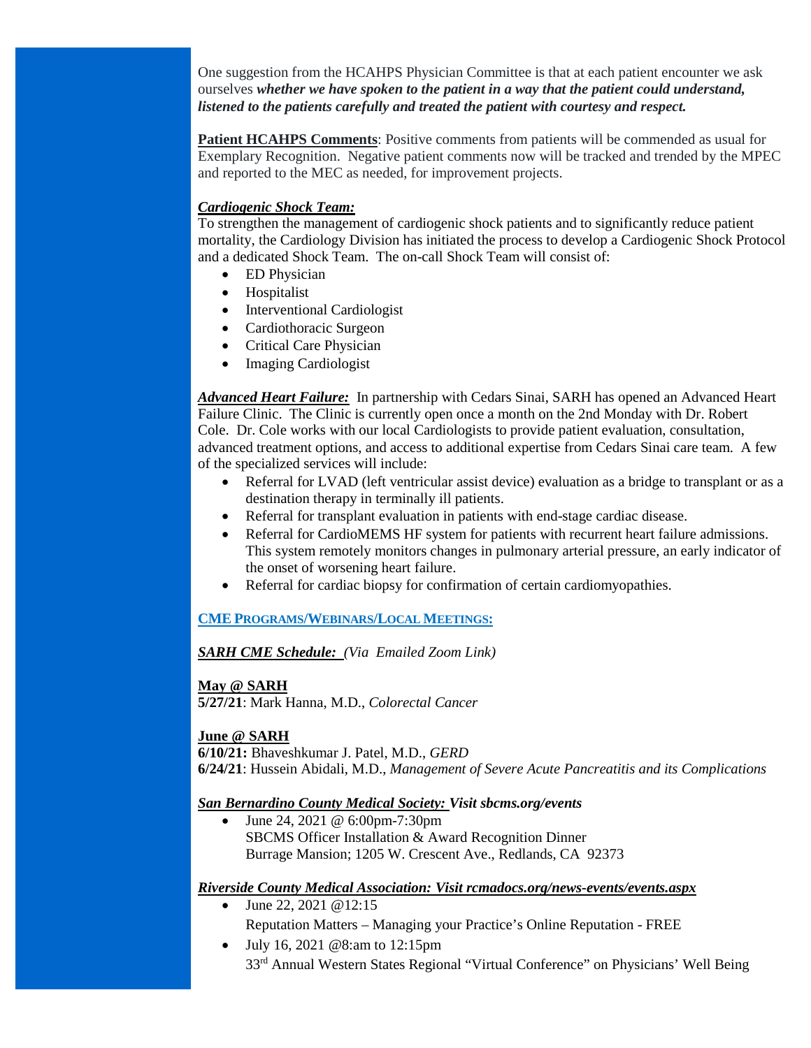One suggestion from the HCAHPS Physician Committee is that at each patient encounter we ask ourselves ***whether we have spoken to the patient in a way that the patient could understand, listened to the patients carefully and treated the patient with courtesy and respect.***

**Patient HCAHPS Comments**: Positive comments from patients will be commended as usual for Exemplary Recognition. Negative patient comments now will be tracked and trended by the MPEC and reported to the MEC as needed, for improvement projects.

***Cardiogenic Shock Team:***

To strengthen the management of cardiogenic shock patients and to significantly reduce patient mortality, the Cardiology Division has initiated the process to develop a Cardiogenic Shock Protocol and a dedicated Shock Team. The on-call Shock Team will consist of:

- ED Physician
- Hospitalist
- Interventional Cardiologist
- Cardiothoracic Surgeon
- Critical Care Physician
- Imaging Cardiologist

***Advanced Heart Failure:*** In partnership with Cedars Sinai, SARH has opened an Advanced Heart Failure Clinic. The Clinic is currently open once a month on the 2nd Monday with Dr. Robert Cole. Dr. Cole works with our local Cardiologists to provide patient evaluation, consultation, advanced treatment options, and access to additional expertise from Cedars Sinai care team. A few of the specialized services will include:

- Referral for LVAD (left ventricular assist device) evaluation as a bridge to transplant or as a destination therapy in terminally ill patients.
- Referral for transplant evaluation in patients with end-stage cardiac disease.
- Referral for CardioMEMS HF system for patients with recurrent heart failure admissions. This system remotely monitors changes in pulmonary arterial pressure, an early indicator of the onset of worsening heart failure.
- Referral for cardiac biopsy for confirmation of certain cardiomyopathies.

## CME PROGRAMS/WEBINARS/LOCAL MEETINGS:

***SARH CME Schedule:*** *(Via Emailed Zoom Link)*

**May @ SARH**

**5/27/21**: Mark Hanna, M.D., *Colorectal Cancer*

**June @ SARH**

**6/10/21:** Bhaveshkumar J. Patel, M.D., *GERD*

**6/24/21**: Hussein Abidali, M.D., *Management of Severe Acute Pancreatitis and its Complications*

***San Bernardino County Medical Society: Visit sbcms.org/events***

- June 24, 2021 @ 6:00pm-7:30pm
  SBCMS Officer Installation & Award Recognition Dinner
  Burrage Mansion; 1205 W. Crescent Ave., Redlands, CA 92373

***Riverside County Medical Association: Visit rcmadocs.org/news-events/events.aspx***

- June 22, 2021 @12:15
  Reputation Matters – Managing your Practice's Online Reputation - FREE
- July 16, 2021 @8:am to 12:15pm
  33rd Annual Western States Regional "Virtual Conference" on Physicians' Well Being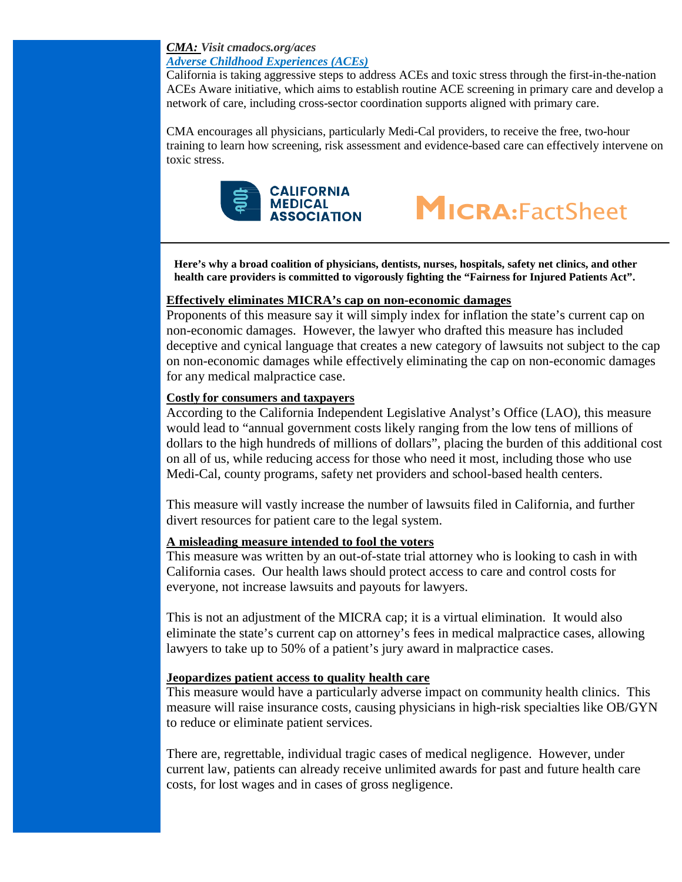***CMA:** Visit cmadocs.org/aces*

***[Adverse Childhood Experiences (ACEs)]***

California is taking aggressive steps to address ACEs and toxic stress through the first-in-the-nation ACEs Aware initiative, which aims to establish routine ACE screening in primary care and develop a network of care, including cross-sector coordination supports aligned with primary care.

CMA encourages all physicians, particularly Medi-Cal providers, to receive the free, two-hour training to learn how screening, risk assessment and evidence-based care can effectively intervene on toxic stress.

CALIFORNIA MEDICAL ASSOCIATION

# MICRA: FactSheet

---

**Here's why a broad coalition of physicians, dentists, nurses, hospitals, safety net clinics, and other health care providers is committed to vigorously fighting the "Fairness for Injured Patients Act".**

**Effectively eliminates MICRA's cap on non-economic damages**

Proponents of this measure say it will simply index for inflation the state's current cap on non-economic damages. However, the lawyer who drafted this measure has included deceptive and cynical language that creates a new category of lawsuits not subject to the cap on non-economic damages while effectively eliminating the cap on non-economic damages for any medical malpractice case.

**Costly for consumers and taxpayers**

According to the California Independent Legislative Analyst's Office (LAO), this measure would lead to "annual government costs likely ranging from the low tens of millions of dollars to the high hundreds of millions of dollars", placing the burden of this additional cost on all of us, while reducing access for those who need it most, including those who use Medi-Cal, county programs, safety net providers and school-based health centers.

This measure will vastly increase the number of lawsuits filed in California, and further divert resources for patient care to the legal system.

**A misleading measure intended to fool the voters**

This measure was written by an out-of-state trial attorney who is looking to cash in with California cases. Our health laws should protect access to care and control costs for everyone, not increase lawsuits and payouts for lawyers.

This is not an adjustment of the MICRA cap; it is a virtual elimination. It would also eliminate the state's current cap on attorney's fees in medical malpractice cases, allowing lawyers to take up to 50% of a patient's jury award in malpractice cases.

**Jeopardizes patient access to quality health care**

This measure would have a particularly adverse impact on community health clinics. This measure will raise insurance costs, causing physicians in high-risk specialties like OB/GYN to reduce or eliminate patient services.

There are, regrettable, individual tragic cases of medical negligence. However, under current law, patients can already receive unlimited awards for past and future health care costs, for lost wages and in cases of gross negligence.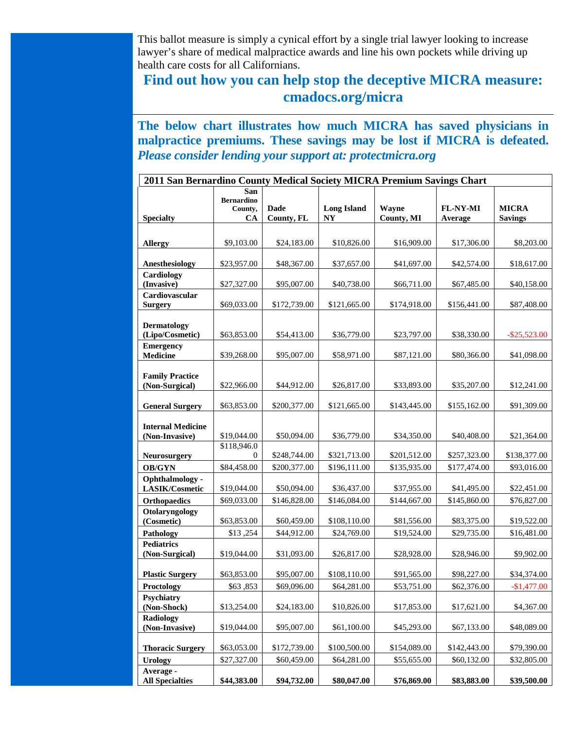This ballot measure is simply a cynical effort by a single trial lawyer looking to increase lawyer's share of medical malpractice awards and line his own pockets while driving up health care costs for all Californians.

## Find out how you can help stop the deceptive MICRA measure: cmadocs.org/micra

**The below chart illustrates how much MICRA has saved physicians in malpractice premiums. These savings may be lost if MICRA is defeated.** ***Please consider lending your support at: protectmicra.org***

| 2011 San Bernardino County Medical Society MICRA Premium Savings Chart | | | | | | |
|---|---|---|---|---|---|---|
| **Specialty** | **San Bernardino County, CA** | **Dade County, FL** | **Long Island NY** | **Wayne County, MI** | **FL-NY-MI Average** | **MICRA Savings** |
| **Allergy** | $9,103.00 | $24,183.00 | $10,826.00 | $16,909.00 | $17,306.00 | $8,203.00 |
| **Anesthesiology** | $23,957.00 | $48,367.00 | $37,657.00 | $41,697.00 | $42,574.00 | $18,617.00 |
| **Cardiology (Invasive)** | $27,327.00 | $95,007.00 | $40,738.00 | $66,711.00 | $67,485.00 | $40,158.00 |
| **Cardiovascular Surgery** | $69,033.00 | $172,739.00 | $121,665.00 | $174,918.00 | $156,441.00 | $87,408.00 |
| **Dermatology (Lipo/Cosmetic)** | $63,853.00 | $54,413.00 | $36,779.00 | $23,797.00 | $38,330.00 | -$25,523.00 |
| **Emergency Medicine** | $39,268.00 | $95,007.00 | $58,971.00 | $87,121.00 | $80,366.00 | $41,098.00 |
| **Family Practice (Non-Surgical)** | $22,966.00 | $44,912.00 | $26,817.00 | $33,893.00 | $35,207.00 | $12,241.00 |
| **General Surgery** | $63,853.00 | $200,377.00 | $121,665.00 | $143,445.00 | $155,162.00 | $91,309.00 |
| **Internal Medicine (Non-Invasive)** | $19,044.00 | $50,094.00 | $36,779.00 | $34,350.00 | $40,408.00 | $21,364.00 |
| **Neurosurgery** | $118,946.00 | $248,744.00 | $321,713.00 | $201,512.00 | $257,323.00 | $138,377.00 |
| **OB/GYN** | $84,458.00 | $200,377.00 | $196,111.00 | $135,935.00 | $177,474.00 | $93,016.00 |
| **Ophthalmology - LASIK/Cosmetic** | $19,044.00 | $50,094.00 | $36,437.00 | $37,955.00 | $41,495.00 | $22,451.00 |
| **Orthopaedics** | $69,033.00 | $146,828.00 | $146,084.00 | $144,667.00 | $145,860.00 | $76,827.00 |
| **Otolaryngology (Cosmetic)** | $63,853.00 | $60,459.00 | $108,110.00 | $81,556.00 | $83,375.00 | $19,522.00 |
| **Pathology** | $13 ,254 | $44,912.00 | $24,769.00 | $19,524.00 | $29,735.00 | $16,481.00 |
| **Pediatrics (Non-Surgical)** | $19,044.00 | $31,093.00 | $26,817.00 | $28,928.00 | $28,946.00 | $9,902.00 |
| **Plastic Surgery** | $63,853.00 | $95,007.00 | $108,110.00 | $91,565.00 | $98,227.00 | $34,374.00 |
| **Proctology** | $63 ,853 | $69,096.00 | $64,281.00 | $53,751.00 | $62,376.00 | -$1,477.00 |
| **Psychiatry (Non-Shock)** | $13,254.00 | $24,183.00 | $10,826.00 | $17,853.00 | $17,621.00 | $4,367.00 |
| **Radiology (Non-Invasive)** | $19,044.00 | $95,007.00 | $61,100.00 | $45,293.00 | $67,133.00 | $48,089.00 |
| **Thoracic Surgery** | $63,053.00 | $172,739.00 | $100,500.00 | $154,089.00 | $142,443.00 | $79,390.00 |
| **Urology** | $27,327.00 | $60,459.00 | $64,281.00 | $55,655.00 | $60,132.00 | $32,805.00 |
| **Average - All Specialties** | **$44,383.00** | **$94,732.00** | **$80,047.00** | **$76,869.00** | **$83,883.00** | **$39,500.00** |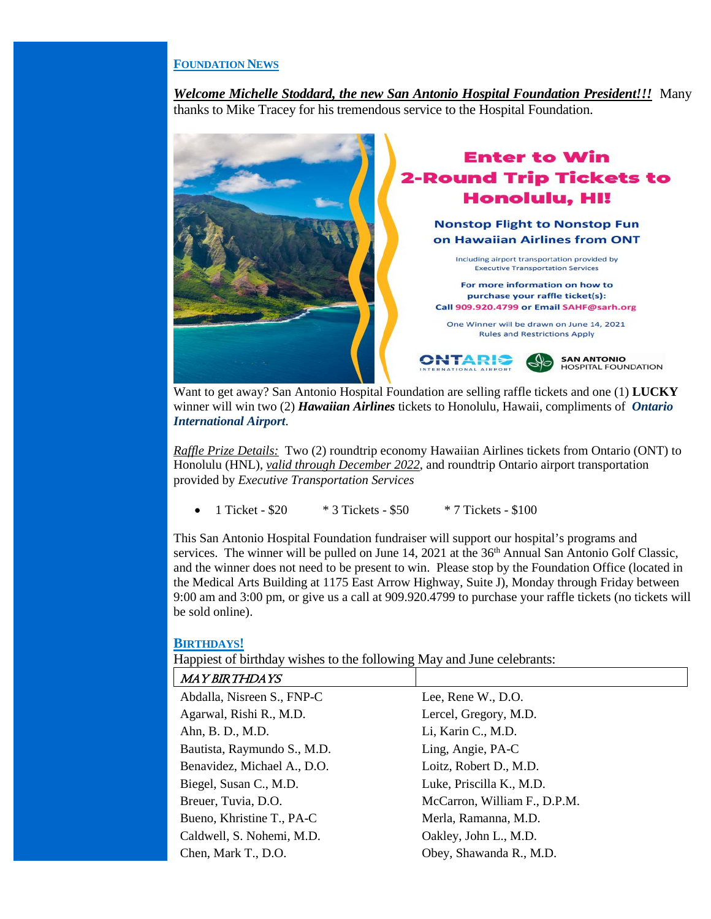## FOUNDATION NEWS

***Welcome Michelle Stoddard, the new San Antonio Hospital Foundation President!!!*** Many thanks to Mike Tracey for his tremendous service to the Hospital Foundation.

**Enter to Win 2-Round Trip Tickets to Honolulu, HI!**

**Nonstop Flight to Nonstop Fun on Hawaiian Airlines from ONT**

Including airport transportation provided by Executive Transportation Services

For more information on how to purchase your raffle ticket(s): Call 909.920.4799 or Email SAHF@sarh.org

One Winner will be drawn on June 14, 2021
Rules and Restrictions Apply

ONTARIO INTERNATIONAL AIRPORT — SAN ANTONIO HOSPITAL FOUNDATION

Want to get away? San Antonio Hospital Foundation are selling raffle tickets and one (1) **LUCKY** winner will win two (2) ***Hawaiian Airlines*** tickets to Honolulu, Hawaii, compliments of ***Ontario International Airport***.

*Raffle Prize Details:* Two (2) roundtrip economy Hawaiian Airlines tickets from Ontario (ONT) to Honolulu (HNL), *valid through December 2022*, and roundtrip Ontario airport transportation provided by *Executive Transportation Services*

- 1 Ticket - $20     * 3 Tickets - $50     * 7 Tickets - $100

This San Antonio Hospital Foundation fundraiser will support our hospital's programs and services. The winner will be pulled on June 14, 2021 at the 36th Annual San Antonio Golf Classic, and the winner does not need to be present to win. Please stop by the Foundation Office (located in the Medical Arts Building at 1175 East Arrow Highway, Suite J), Monday through Friday between 9:00 am and 3:00 pm, or give us a call at 909.920.4799 to purchase your raffle tickets (no tickets will be sold online).

## BIRTHDAYS!

Happiest of birthday wishes to the following May and June celebrants:

| *MAY BIRTHDAYS* | |
|---|---|
| Abdalla, Nisreen S., FNP-C | Lee, Rene W., D.O. |
| Agarwal, Rishi R., M.D. | Lercel, Gregory, M.D. |
| Ahn, B. D., M.D. | Li, Karin C., M.D. |
| Bautista, Raymundo S., M.D. | Ling, Angie, PA-C |
| Benavidez, Michael A., D.O. | Loitz, Robert D., M.D. |
| Biegel, Susan C., M.D. | Luke, Priscilla K., M.D. |
| Breuer, Tuvia, D.O. | McCarron, William F., D.P.M. |
| Bueno, Khristine T., PA-C | Merla, Ramanna, M.D. |
| Caldwell, S. Nohemi, M.D. | Oakley, John L., M.D. |
| Chen, Mark T., D.O. | Obey, Shawanda R., M.D. |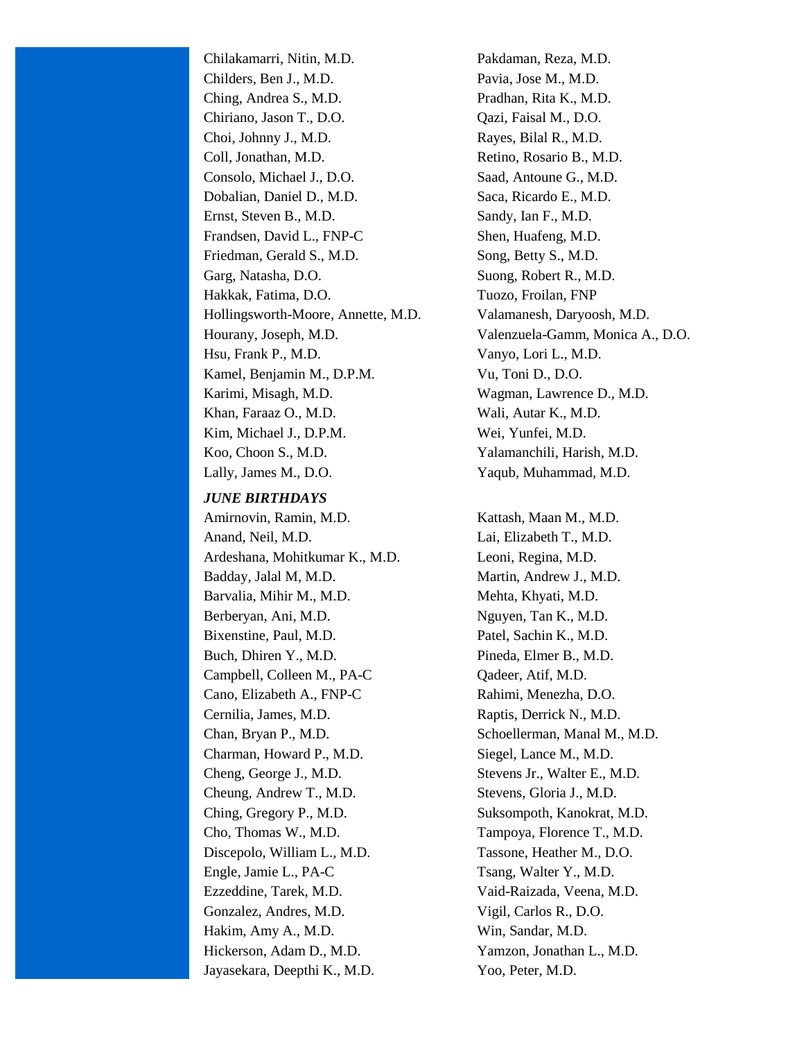Chilakamarri, Nitin, M.D.
Childers, Ben J., M.D.
Ching, Andrea S., M.D.
Chiriano, Jason T., D.O.
Choi, Johnny J., M.D.
Coll, Jonathan, M.D.
Consolo, Michael J., D.O.
Dobalian, Daniel D., M.D.
Ernst, Steven B., M.D.
Frandsen, David L., FNP-C
Friedman, Gerald S., M.D.
Garg, Natasha, D.O.
Hakkak, Fatima, D.O.
Hollingsworth-Moore, Annette, M.D.
Hourany, Joseph, M.D.
Hsu, Frank P., M.D.
Kamel, Benjamin M., D.P.M.
Karimi, Misagh, M.D.
Khan, Faraaz O., M.D.
Kim, Michael J., D.P.M.
Koo, Choon S., M.D.
Lally, James M., D.O.
Pakdaman, Reza, M.D.
Pavia, Jose M., M.D.
Pradhan, Rita K., M.D.
Qazi, Faisal M., D.O.
Rayes, Bilal R., M.D.
Retino, Rosario B., M.D.
Saad, Antoune G., M.D.
Saca, Ricardo E., M.D.
Sandy, Ian F., M.D.
Shen, Huafeng, M.D.
Song, Betty S., M.D.
Suong, Robert R., M.D.
Tuozo, Froilan, FNP
Valamanesh, Daryoosh, M.D.
Valenzuela-Gamm, Monica A., D.O.
Vanyo, Lori L., M.D.
Vu, Toni D., D.O.
Wagman, Lawrence D., M.D.
Wali, Autar K., M.D.
Wei, Yunfei, M.D.
Yalamanchili, Harish, M.D.
Yaqub, Muhammad, M.D.

***JUNE BIRTHDAYS***

Amirnovin, Ramin, M.D.
Anand, Neil, M.D.
Ardeshana, Mohitkumar K., M.D.
Badday, Jalal M, M.D.
Barvalia, Mihir M., M.D.
Berberyan, Ani, M.D.
Bixenstine, Paul, M.D.
Buch, Dhiren Y., M.D.
Campbell, Colleen M., PA-C
Cano, Elizabeth A., FNP-C
Cernilia, James, M.D.
Chan, Bryan P., M.D.
Charman, Howard P., M.D.
Cheng, George J., M.D.
Cheung, Andrew T., M.D.
Ching, Gregory P., M.D.
Cho, Thomas W., M.D.
Discepolo, William L., M.D.
Engle, Jamie L., PA-C
Ezzeddine, Tarek, M.D.
Gonzalez, Andres, M.D.
Hakim, Amy A., M.D.
Hickerson, Adam D., M.D.
Jayasekara, Deepthi K., M.D.
Kattash, Maan M., M.D.
Lai, Elizabeth T., M.D.
Leoni, Regina, M.D.
Martin, Andrew J., M.D.
Mehta, Khyati, M.D.
Nguyen, Tan K., M.D.
Patel, Sachin K., M.D.
Pineda, Elmer B., M.D.
Qadeer, Atif, M.D.
Rahimi, Menezha, D.O.
Raptis, Derrick N., M.D.
Schoellerman, Manal M., M.D.
Siegel, Lance M., M.D.
Stevens Jr., Walter E., M.D.
Stevens, Gloria J., M.D.
Suksompoth, Kanokrat, M.D.
Tampoya, Florence T., M.D.
Tassone, Heather M., D.O.
Tsang, Walter Y., M.D.
Vaid-Raizada, Veena, M.D.
Vigil, Carlos R., D.O.
Win, Sandar, M.D.
Yamzon, Jonathan L., M.D.
Yoo, Peter, M.D.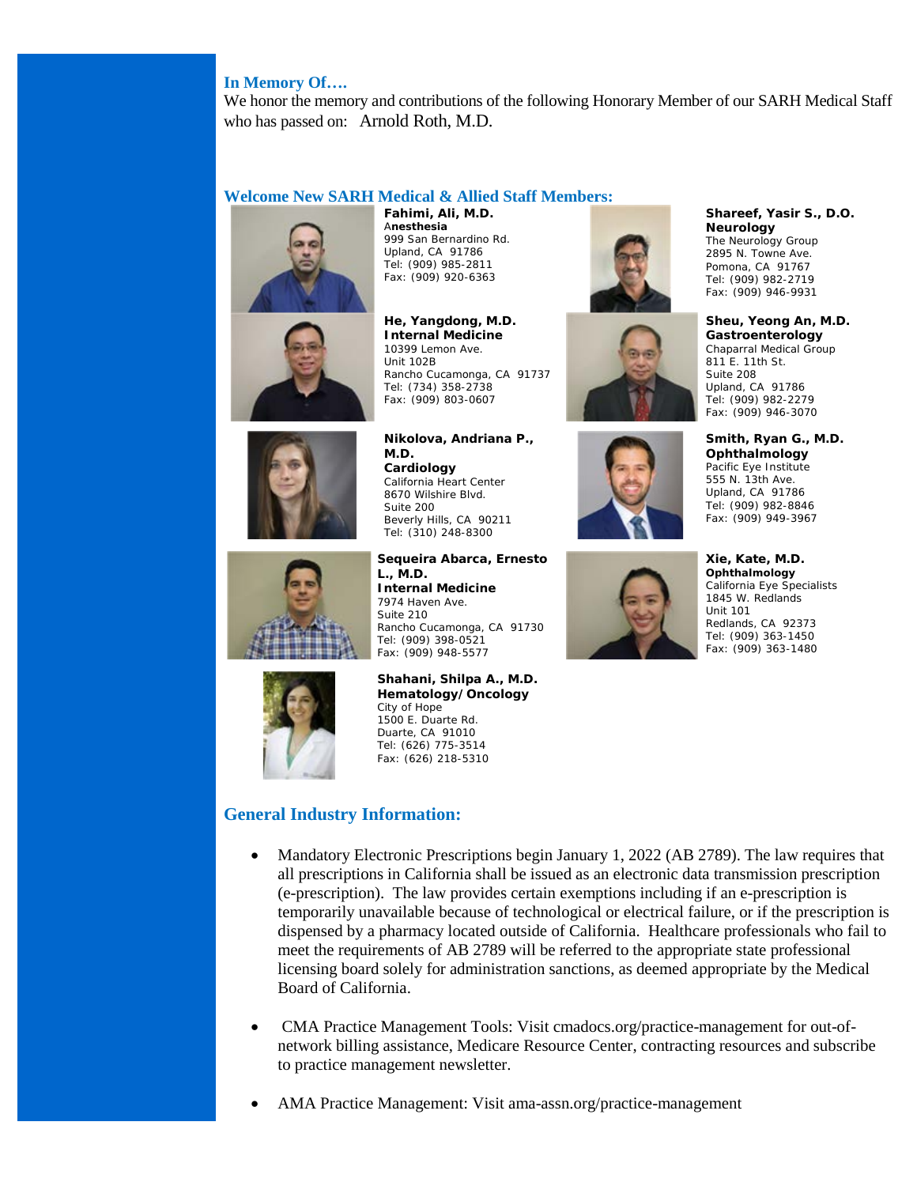## In Memory Of….

We honor the memory and contributions of the following Honorary Member of our SARH Medical Staff who has passed on: Arnold Roth, M.D.

## Welcome New SARH Medical & Allied Staff Members:

**Fahimi, Ali, M.D.**
**Anesthesia**
999 San Bernardino Rd.
Upland, CA 91786
Tel: (909) 985-2811
Fax: (909) 920-6363

**He, Yangdong, M.D.**
**Internal Medicine**
10399 Lemon Ave.
Unit 102B
Rancho Cucamonga, CA 91737
Tel: (734) 358-2738
Fax: (909) 803-0607

**Nikolova, Andriana P., M.D.**
**Cardiology**
California Heart Center
8670 Wilshire Blvd.
Suite 200
Beverly Hills, CA 90211
Tel: (310) 248-8300

**Sequeira Abarca, Ernesto L., M.D.**
**Internal Medicine**
7974 Haven Ave.
Suite 210
Rancho Cucamonga, CA 91730
Tel: (909) 398-0521
Fax: (909) 948-5577

**Shahani, Shilpa A., M.D.**
**Hematology/Oncology**
City of Hope
1500 E. Duarte Rd.
Duarte, CA 91010
Tel: (626) 775-3514
Fax: (626) 218-5310

**Shareef, Yasir S., D.O.**
**Neurology**
The Neurology Group
2895 N. Towne Ave.
Pomona, CA 91767
Tel: (909) 982-2719
Fax: (909) 946-9931

**Sheu, Yeong An, M.D.**
**Gastroenterology**
Chaparral Medical Group
811 E. 11th St.
Suite 208
Upland, CA 91786
Tel: (909) 982-2279
Fax: (909) 946-3070

**Smith, Ryan G., M.D.**
**Ophthalmology**
Pacific Eye Institute
555 N. 13th Ave.
Upland, CA 91786
Tel: (909) 982-8846
Fax: (909) 949-3967

**Xie, Kate, M.D.**
**Ophthalmology**
California Eye Specialists
1845 W. Redlands
Unit 101
Redlands, CA 92373
Tel: (909) 363-1450
Fax: (909) 363-1480

## General Industry Information:

- Mandatory Electronic Prescriptions begin January 1, 2022 (AB 2789). The law requires that all prescriptions in California shall be issued as an electronic data transmission prescription (e-prescription). The law provides certain exemptions including if an e-prescription is temporarily unavailable because of technological or electrical failure, or if the prescription is dispensed by a pharmacy located outside of California. Healthcare professionals who fail to meet the requirements of AB 2789 will be referred to the appropriate state professional licensing board solely for administration sanctions, as deemed appropriate by the Medical Board of California.

- CMA Practice Management Tools: Visit cmadocs.org/practice-management for out-of-network billing assistance, Medicare Resource Center, contracting resources and subscribe to practice management newsletter.

- AMA Practice Management: Visit ama-assn.org/practice-management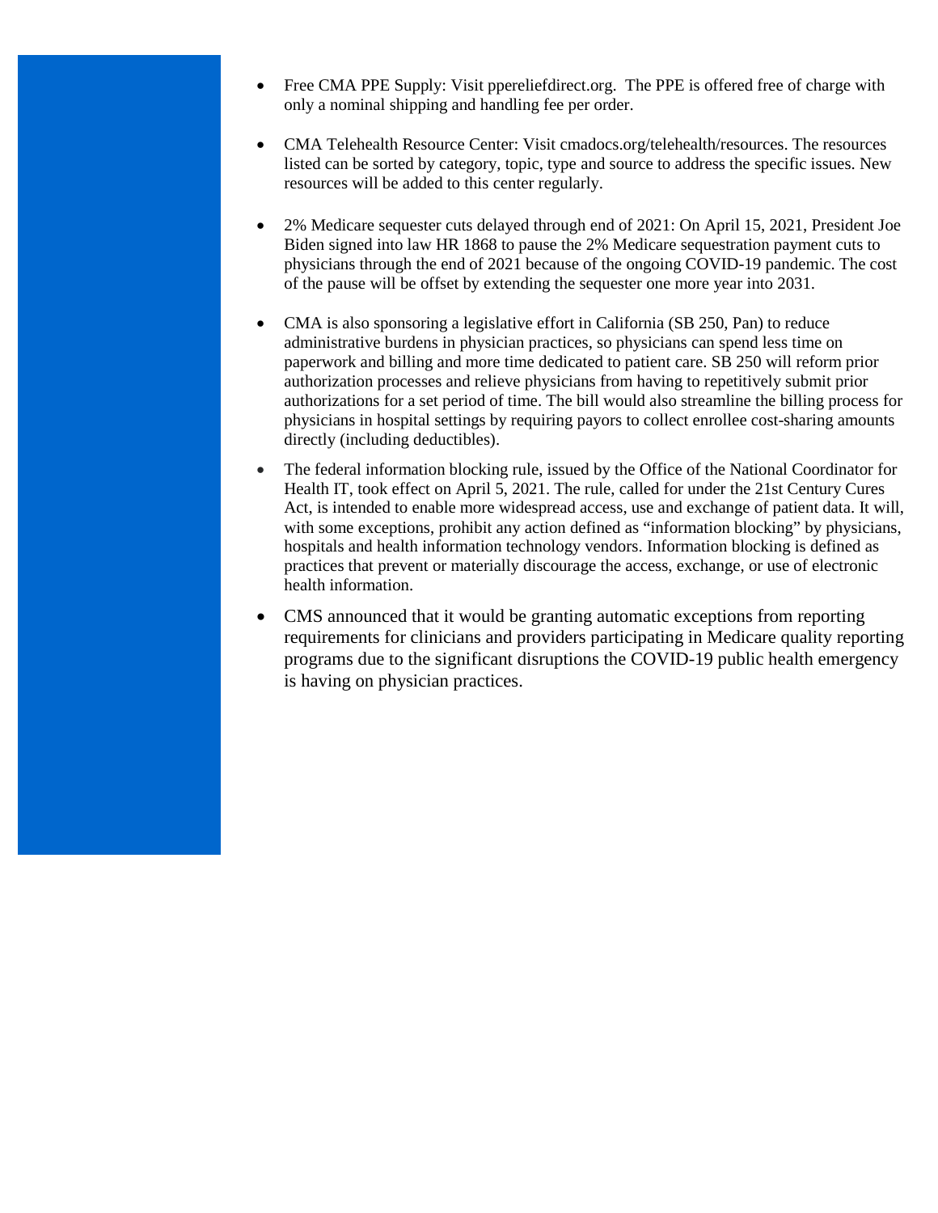- Free CMA PPE Supply: Visit ppereliefdirect.org. The PPE is offered free of charge with only a nominal shipping and handling fee per order.

- CMA Telehealth Resource Center: Visit cmadocs.org/telehealth/resources. The resources listed can be sorted by category, topic, type and source to address the specific issues. New resources will be added to this center regularly.

- 2% Medicare sequester cuts delayed through end of 2021: On April 15, 2021, President Joe Biden signed into law HR 1868 to pause the 2% Medicare sequestration payment cuts to physicians through the end of 2021 because of the ongoing COVID-19 pandemic. The cost of the pause will be offset by extending the sequester one more year into 2031.

- CMA is also sponsoring a legislative effort in California (SB 250, Pan) to reduce administrative burdens in physician practices, so physicians can spend less time on paperwork and billing and more time dedicated to patient care. SB 250 will reform prior authorization processes and relieve physicians from having to repetitively submit prior authorizations for a set period of time. The bill would also streamline the billing process for physicians in hospital settings by requiring payors to collect enrollee cost-sharing amounts directly (including deductibles).

- The federal information blocking rule, issued by the Office of the National Coordinator for Health IT, took effect on April 5, 2021. The rule, called for under the 21st Century Cures Act, is intended to enable more widespread access, use and exchange of patient data. It will, with some exceptions, prohibit any action defined as "information blocking" by physicians, hospitals and health information technology vendors. Information blocking is defined as practices that prevent or materially discourage the access, exchange, or use of electronic health information.

- CMS announced that it would be granting automatic exceptions from reporting requirements for clinicians and providers participating in Medicare quality reporting programs due to the significant disruptions the COVID-19 public health emergency is having on physician practices.